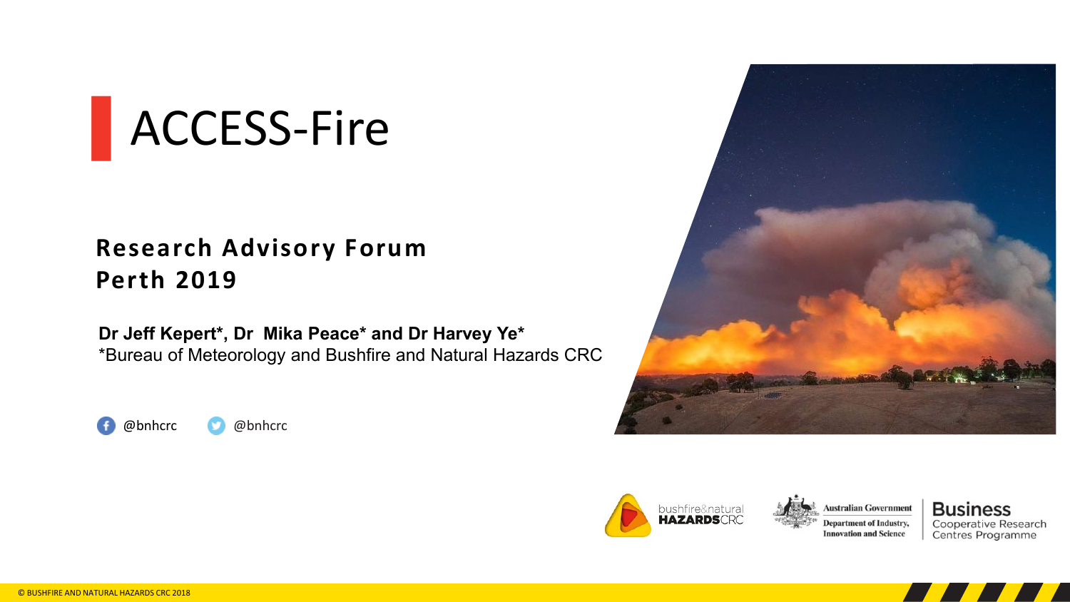# ACCESS-Fire

## Research Advisory Forum
## Perth 2019

**Dr Jeff Kepert*, Dr Mika Peace* and Dr Harvey Ye***

*Bureau of Meteorology and Bushfire and Natural Hazards CRC

@bnhcrc @bnhcrc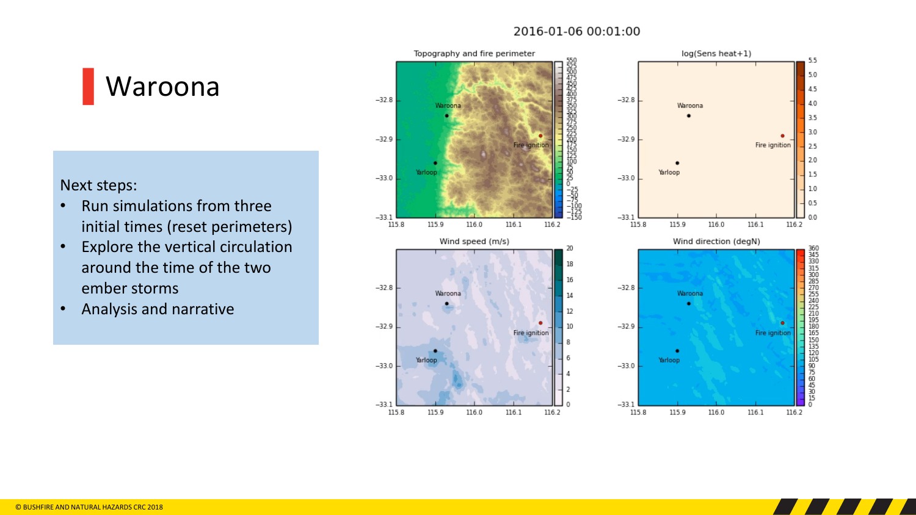# Waroona

Next steps:

- Run simulations from three initial times (reset perimeters)
- Explore the vertical circulation around the time of the two ember storms
- Analysis and narrative

2016-01-06 00:01:00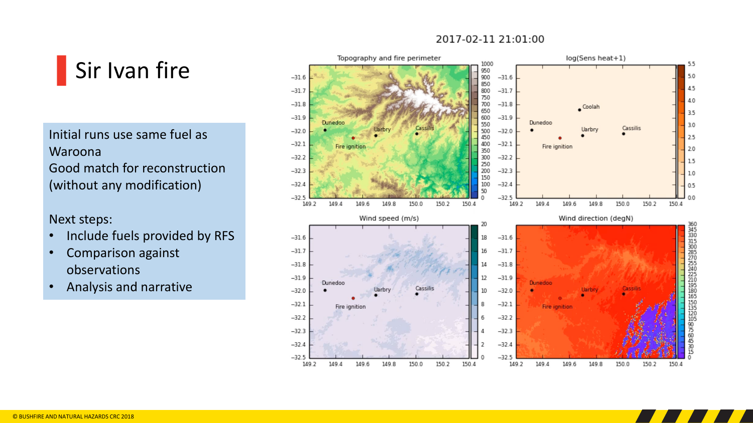# Sir Ivan fire

Initial runs use same fuel as Waroona
Good match for reconstruction (without any modification)

Next steps:

- Include fuels provided by RFS
- Comparison against observations
- Analysis and narrative

2017-02-11 21:01:00

Topography and fire perimeter

log(Sens heat+1)

Wind speed (m/s)

Wind direction (degN)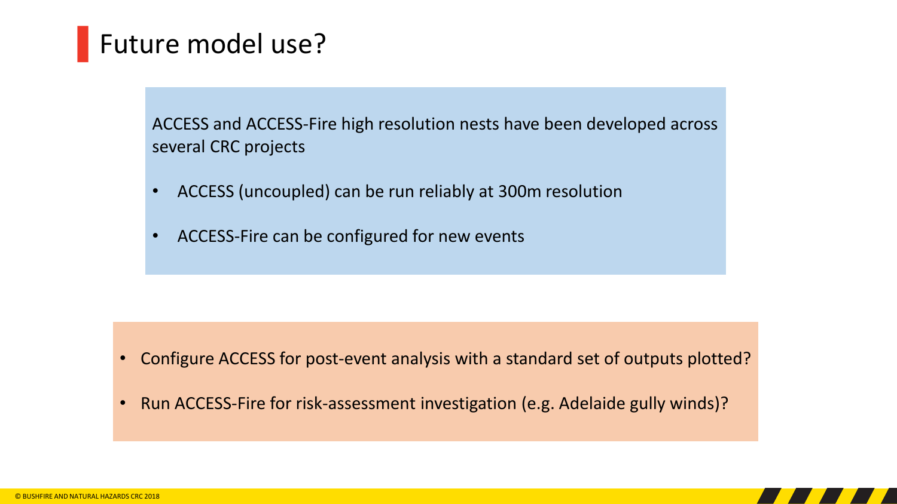# Future model use?

ACCESS and ACCESS-Fire high resolution nests have been developed across several CRC projects

- ACCESS (uncoupled) can be run reliably at 300m resolution
- ACCESS-Fire can be configured for new events

- Configure ACCESS for post-event analysis with a standard set of outputs plotted?
- Run ACCESS-Fire for risk-assessment investigation (e.g. Adelaide gully winds)?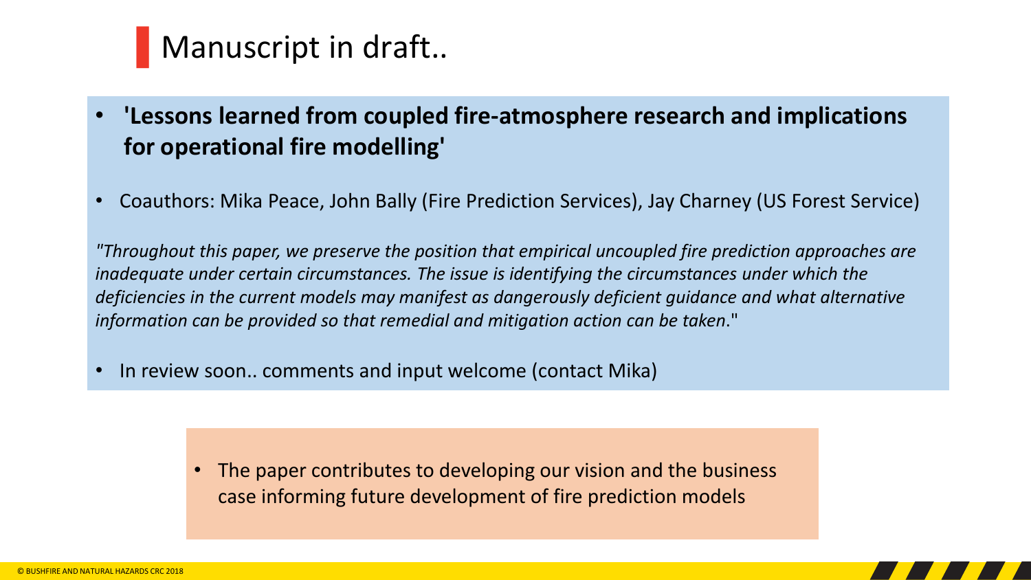# Manuscript in draft..

- **'Lessons learned from coupled fire-atmosphere research and implications for operational fire modelling'**
- Coauthors: Mika Peace, John Bally (Fire Prediction Services), Jay Charney (US Forest Service)

*"Throughout this paper, we preserve the position that empirical uncoupled fire prediction approaches are inadequate under certain circumstances. The issue is identifying the circumstances under which the deficiencies in the current models may manifest as dangerously deficient guidance and what alternative information can be provided so that remedial and mitigation action can be taken.*"

- In review soon.. comments and input welcome (contact Mika)

- The paper contributes to developing our vision and the business case informing future development of fire prediction models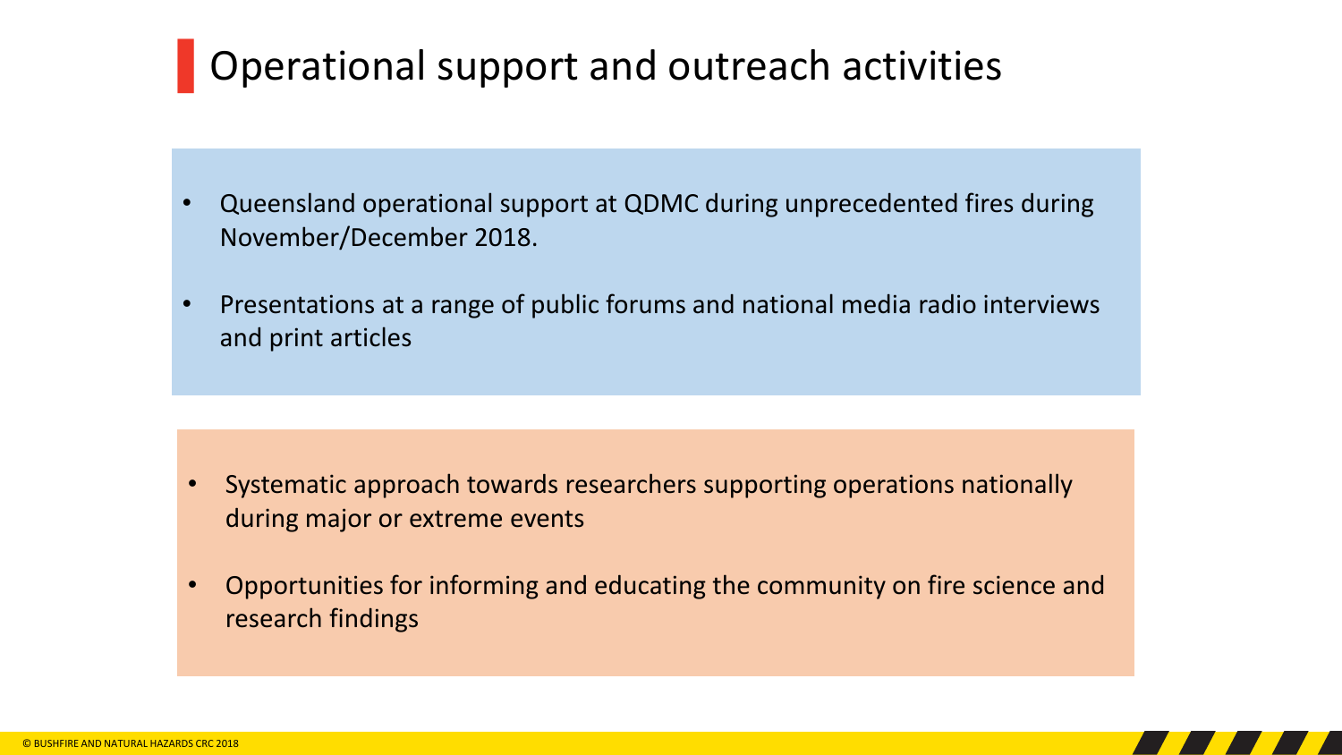# Operational support and outreach activities

- Queensland operational support at QDMC during unprecedented fires during November/December 2018.
- Presentations at a range of public forums and national media radio interviews and print articles

- Systematic approach towards researchers supporting operations nationally during major or extreme events
- Opportunities for informing and educating the community on fire science and research findings